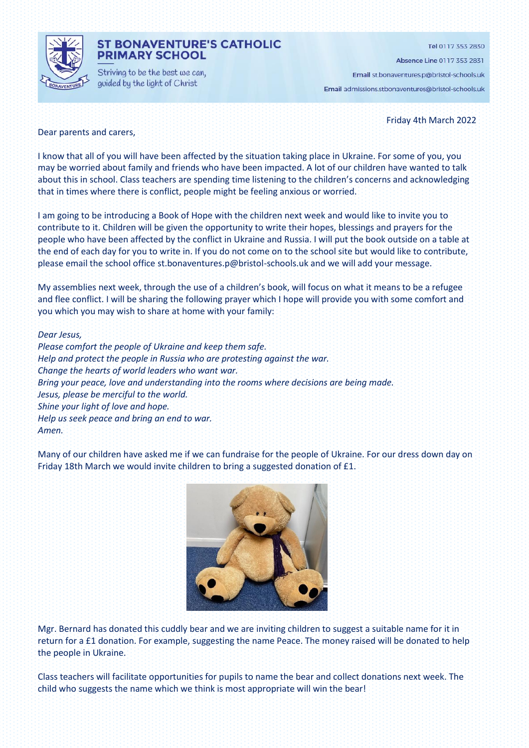# ST BONAVENTURE'S CATHOLIC PRIMARY SCHOOL

Striving to be the best we can, guided by the light of Christ

**Tel** 0117 353 2830

**Absence Line** 0117 353 2831

**Email** st.bonaventures.p@bristol-schools.uk

**Email** admissions.stbonaventures@bristol-schools.uk

Friday 4th March 2022

Dear parents and carers,

I know that all of you will have been affected by the situation taking place in Ukraine. For some of you, you may be worried about family and friends who have been impacted. A lot of our children have wanted to talk about this in school. Class teachers are spending time listening to the children's concerns and acknowledging that in times where there is conflict, people might be feeling anxious or worried.

I am going to be introducing a Book of Hope with the children next week and would like to invite you to contribute to it. Children will be given the opportunity to write their hopes, blessings and prayers for the people who have been affected by the conflict in Ukraine and Russia. I will put the book outside on a table at the end of each day for you to write in. If you do not come on to the school site but would like to contribute, please email the school office st.bonaventures.p@bristol-schools.uk and we will add your message.

My assemblies next week, through the use of a children's book, will focus on what it means to be a refugee and flee conflict. I will be sharing the following prayer which I hope will provide you with some comfort and you which you may wish to share at home with your family:

*Dear Jesus,*
*Please comfort the people of Ukraine and keep them safe.*
*Help and protect the people in Russia who are protesting against the war.*
*Change the hearts of world leaders who want war.*
*Bring your peace, love and understanding into the rooms where decisions are being made.*
*Jesus, please be merciful to the world.*
*Shine your light of love and hope.*
*Help us seek peace and bring an end to war.*
*Amen.*

Many of our children have asked me if we can fundraise for the people of Ukraine. For our dress down day on Friday 18th March we would invite children to bring a suggested donation of £1.

Mgr. Bernard has donated this cuddly bear and we are inviting children to suggest a suitable name for it in return for a £1 donation. For example, suggesting the name Peace. The money raised will be donated to help the people in Ukraine.

Class teachers will facilitate opportunities for pupils to name the bear and collect donations next week. The child who suggests the name which we think is most appropriate will win the bear!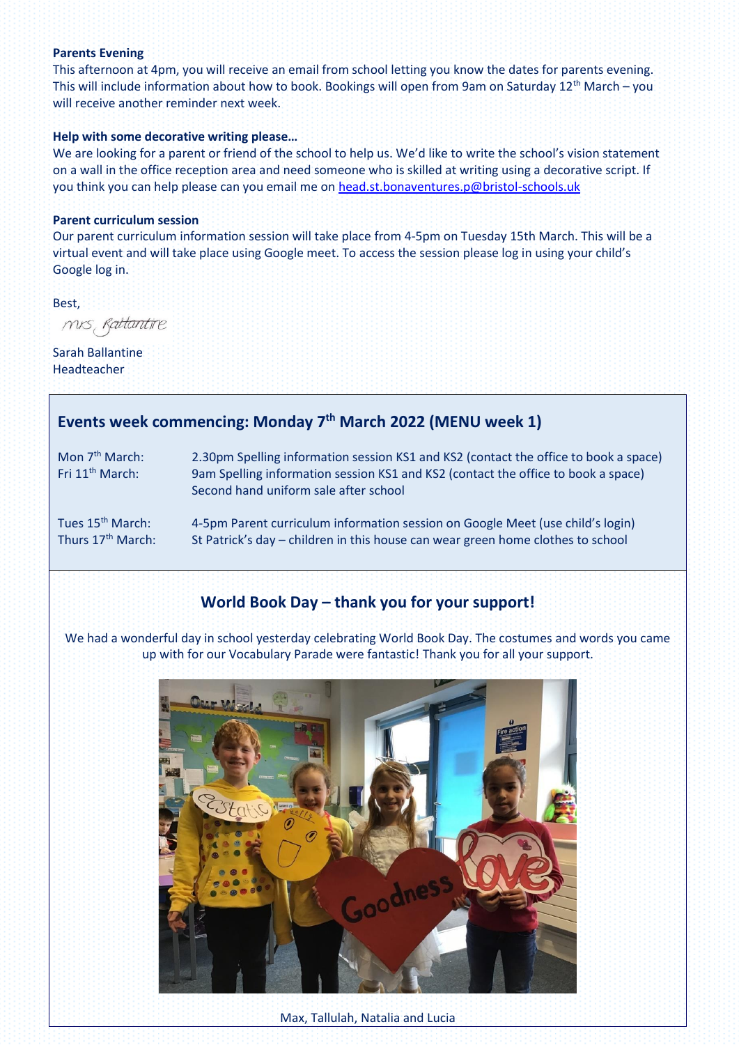**Parents Evening**
This afternoon at 4pm, you will receive an email from school letting you know the dates for parents evening. This will include information about how to book. Bookings will open from 9am on Saturday 12th March – you will receive another reminder next week.

**Help with some decorative writing please…**
We are looking for a parent or friend of the school to help us. We'd like to write the school's vision statement on a wall in the office reception area and need someone who is skilled at writing using a decorative script. If you think you can help please can you email me on head.st.bonaventures.p@bristol-schools.uk

**Parent curriculum session**
Our parent curriculum information session will take place from 4-5pm on Tuesday 15th March. This will be a virtual event and will take place using Google meet. To access the session please log in using your child's Google log in.

Best,

Mrs Ballantine

Sarah Ballantine
Headteacher

## Events week commencing: Monday 7th March 2022 (MENU week 1)

| | |
|---|---|
| Mon 7th March: | 2.30pm Spelling information session KS1 and KS2 (contact the office to book a space) |
| Fri 11th March: | 9am Spelling information session KS1 and KS2 (contact the office to book a space) |
| | Second hand uniform sale after school |
| Tues 15th March: | 4-5pm Parent curriculum information session on Google Meet (use child's login) |
| Thurs 17th March: | St Patrick's day – children in this house can wear green home clothes to school |

## World Book Day – thank you for your support!

We had a wonderful day in school yesterday celebrating World Book Day. The costumes and words you came up with for our Vocabulary Parade were fantastic! Thank you for all your support.

Max, Tallulah, Natalia and Lucia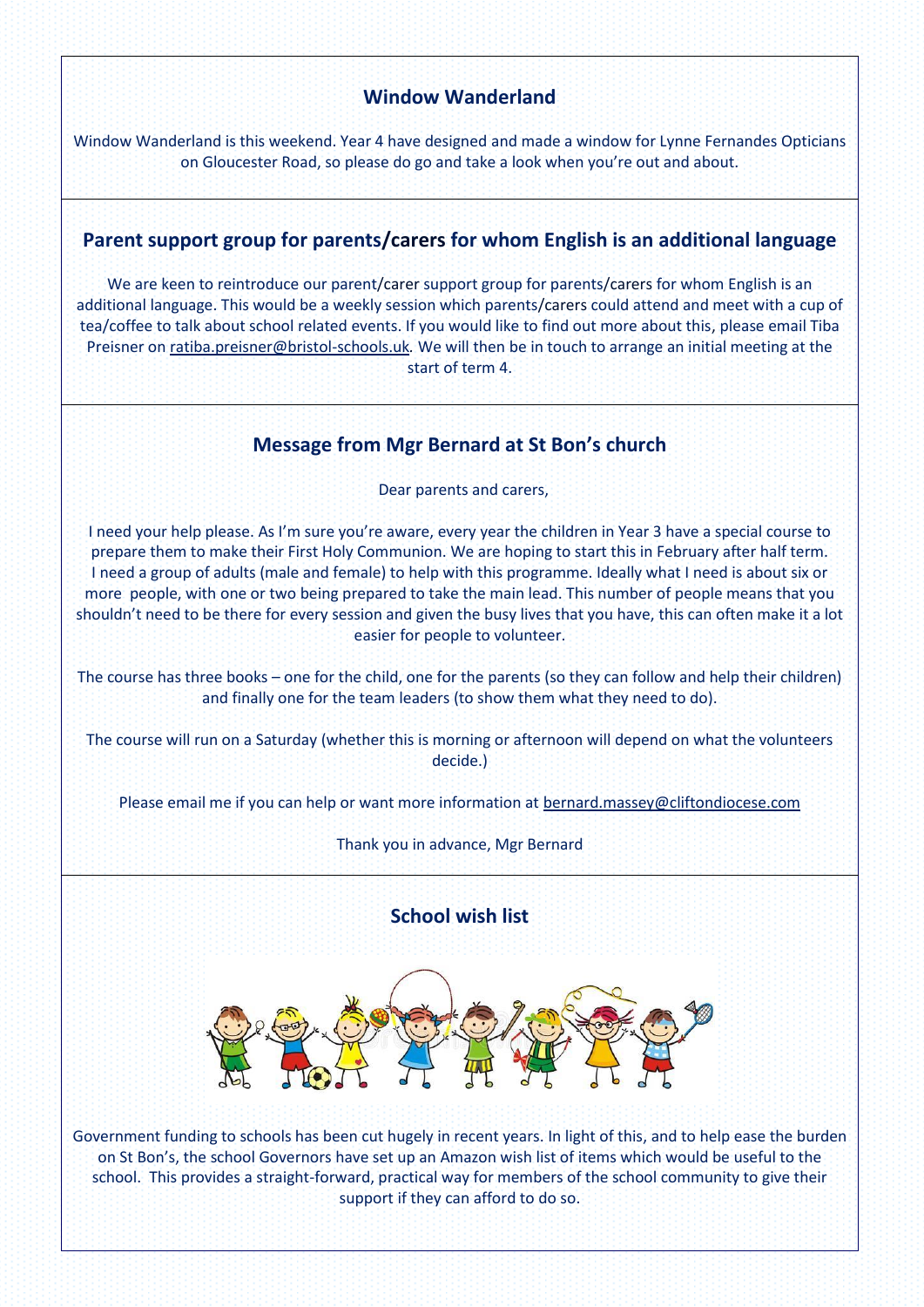## Window Wanderland

Window Wanderland is this weekend. Year 4 have designed and made a window for Lynne Fernandes Opticians on Gloucester Road, so please do go and take a look when you're out and about.

## Parent support group for parents/carers for whom English is an additional language

We are keen to reintroduce our parent/carer support group for parents/carers for whom English is an additional language. This would be a weekly session which parents/carers could attend and meet with a cup of tea/coffee to talk about school related events. If you would like to find out more about this, please email Tiba Preisner on ratiba.preisner@bristol-schools.uk. We will then be in touch to arrange an initial meeting at the start of term 4.

## Message from Mgr Bernard at St Bon's church

Dear parents and carers,

I need your help please. As I'm sure you're aware, every year the children in Year 3 have a special course to prepare them to make their First Holy Communion. We are hoping to start this in February after half term. I need a group of adults (male and female) to help with this programme. Ideally what I need is about six or more people, with one or two being prepared to take the main lead. This number of people means that you shouldn't need to be there for every session and given the busy lives that you have, this can often make it a lot easier for people to volunteer.

The course has three books – one for the child, one for the parents (so they can follow and help their children) and finally one for the team leaders (to show them what they need to do).

The course will run on a Saturday (whether this is morning or afternoon will depend on what the volunteers decide.)

Please email me if you can help or want more information at bernard.massey@cliftondiocese.com

Thank you in advance, Mgr Bernard

## School wish list

Government funding to schools has been cut hugely in recent years. In light of this, and to help ease the burden on St Bon's, the school Governors have set up an Amazon wish list of items which would be useful to the school. This provides a straight-forward, practical way for members of the school community to give their support if they can afford to do so.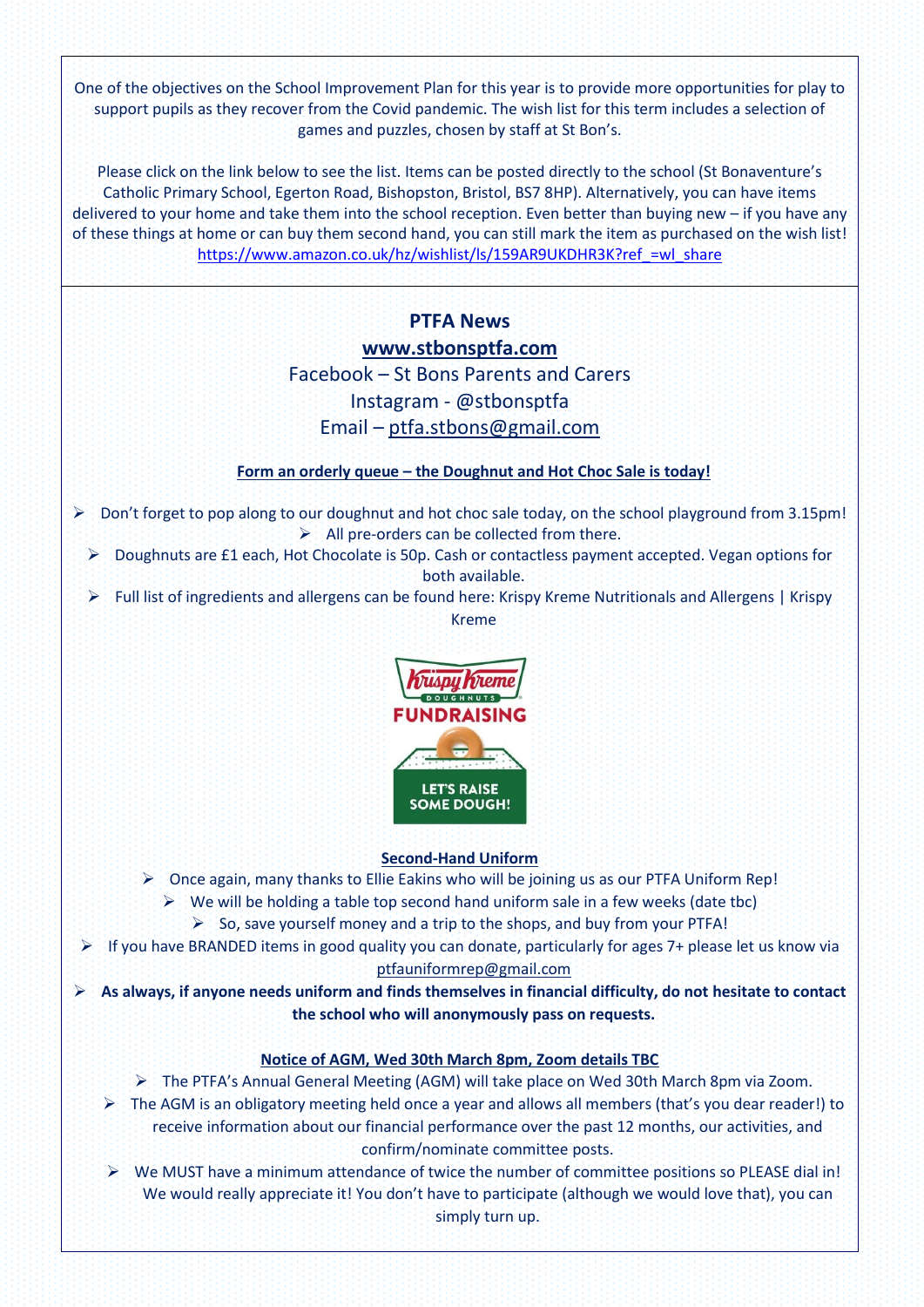One of the objectives on the School Improvement Plan for this year is to provide more opportunities for play to support pupils as they recover from the Covid pandemic. The wish list for this term includes a selection of games and puzzles, chosen by staff at St Bon's.

Please click on the link below to see the list. Items can be posted directly to the school (St Bonaventure's Catholic Primary School, Egerton Road, Bishopston, Bristol, BS7 8HP). Alternatively, you can have items delivered to your home and take them into the school reception. Even better than buying new – if you have any of these things at home or can buy them second hand, you can still mark the item as purchased on the wish list! https://www.amazon.co.uk/hz/wishlist/ls/159AR9UKDHR3K?ref_=wl_share

## PTFA News

**www.stbonsptfa.com**

Facebook – St Bons Parents and Carers

Instagram - @stbonsptfa

Email – ptfa.stbons@gmail.com

**Form an orderly queue – the Doughnut and Hot Choc Sale is today!**

- Don't forget to pop along to our doughnut and hot choc sale today, on the school playground from 3.15pm!
- All pre-orders can be collected from there.
- Doughnuts are £1 each, Hot Chocolate is 50p. Cash or contactless payment accepted. Vegan options for both available.
- Full list of ingredients and allergens can be found here: Krispy Kreme Nutritionals and Allergens | Krispy Kreme

Krispy Kreme DOUGHNUTS FUNDRAISING

LET'S RAISE SOME DOUGH!

**Second-Hand Uniform**

- Once again, many thanks to Ellie Eakins who will be joining us as our PTFA Uniform Rep!
- We will be holding a table top second hand uniform sale in a few weeks (date tbc)
- So, save yourself money and a trip to the shops, and buy from your PTFA!
- If you have BRANDED items in good quality you can donate, particularly for ages 7+ please let us know via ptfauniformrep@gmail.com
- **As always, if anyone needs uniform and finds themselves in financial difficulty, do not hesitate to contact the school who will anonymously pass on requests.**

**Notice of AGM, Wed 30th March 8pm, Zoom details TBC**

- The PTFA's Annual General Meeting (AGM) will take place on Wed 30th March 8pm via Zoom.
- The AGM is an obligatory meeting held once a year and allows all members (that's you dear reader!) to receive information about our financial performance over the past 12 months, our activities, and confirm/nominate committee posts.
- We MUST have a minimum attendance of twice the number of committee positions so PLEASE dial in! We would really appreciate it! You don't have to participate (although we would love that), you can simply turn up.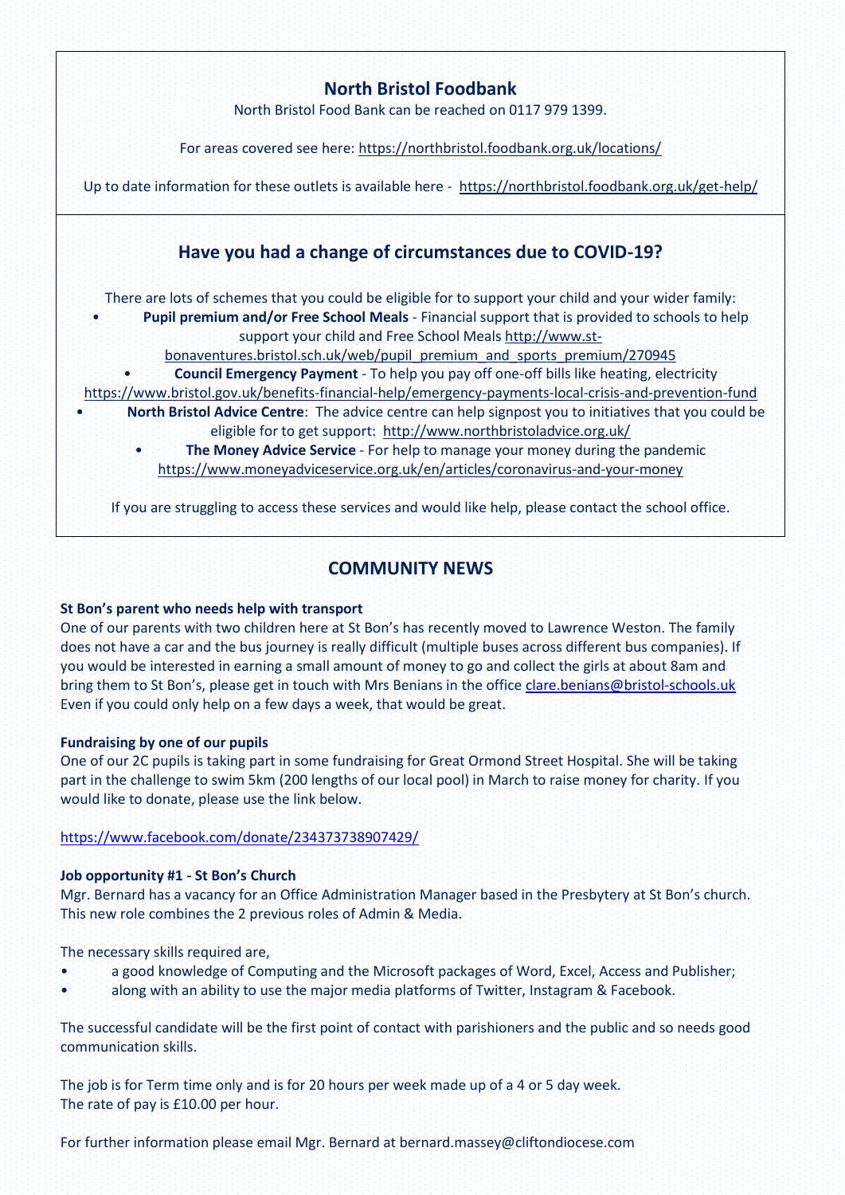## North Bristol Foodbank

North Bristol Food Bank can be reached on 0117 979 1399.

For areas covered see here: https://northbristol.foodbank.org.uk/locations/

Up to date information for these outlets is available here - https://northbristol.foodbank.org.uk/get-help/

## Have you had a change of circumstances due to COVID-19?

There are lots of schemes that you could be eligible for to support your child and your wider family:

- **Pupil premium and/or Free School Meals** - Financial support that is provided to schools to help support your child and Free School Meals http://www.st-bonaventures.bristol.sch.uk/web/pupil_premium_and_sports_premium/270945
- **Council Emergency Payment** - To help you pay off one-off bills like heating, electricity https://www.bristol.gov.uk/benefits-financial-help/emergency-payments-local-crisis-and-prevention-fund
- **North Bristol Advice Centre**: The advice centre can help signpost you to initiatives that you could be eligible for to get support: http://www.northbristoladvice.org.uk/
- **The Money Advice Service** - For help to manage your money during the pandemic https://www.moneyadviceservice.org.uk/en/articles/coronavirus-and-your-money

If you are struggling to access these services and would like help, please contact the school office.

## COMMUNITY NEWS

**St Bon's parent who needs help with transport**

One of our parents with two children here at St Bon's has recently moved to Lawrence Weston. The family does not have a car and the bus journey is really difficult (multiple buses across different bus companies). If you would be interested in earning a small amount of money to go and collect the girls at about 8am and bring them to St Bon's, please get in touch with Mrs Benians in the office clare.benians@bristol-schools.uk Even if you could only help on a few days a week, that would be great.

**Fundraising by one of our pupils**

One of our 2C pupils is taking part in some fundraising for Great Ormond Street Hospital. She will be taking part in the challenge to swim 5km (200 lengths of our local pool) in March to raise money for charity. If you would like to donate, please use the link below.

https://www.facebook.com/donate/234373738907429/

**Job opportunity #1 - St Bon's Church**

Mgr. Bernard has a vacancy for an Office Administration Manager based in the Presbytery at St Bon's church. This new role combines the 2 previous roles of Admin & Media.

The necessary skills required are,

- a good knowledge of Computing and the Microsoft packages of Word, Excel, Access and Publisher;
- along with an ability to use the major media platforms of Twitter, Instagram & Facebook.

The successful candidate will be the first point of contact with parishioners and the public and so needs good communication skills.

The job is for Term time only and is for 20 hours per week made up of a 4 or 5 day week.
The rate of pay is £10.00 per hour.

For further information please email Mgr. Bernard at bernard.massey@cliftondiocese.com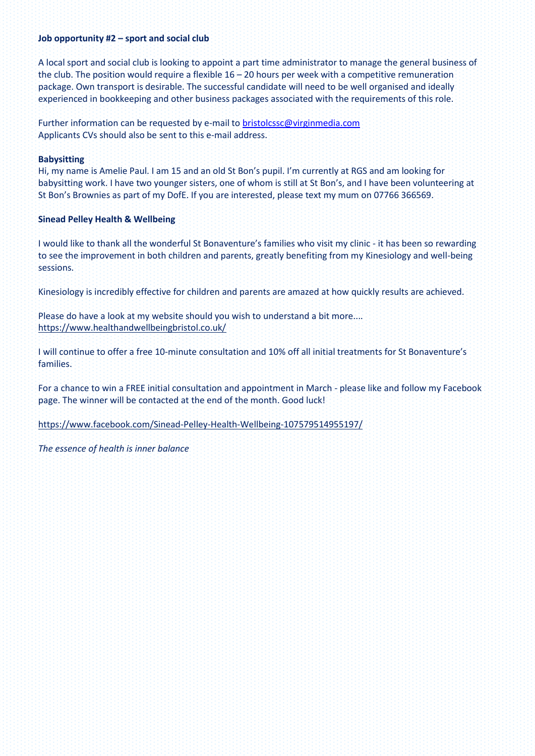**Job opportunity #2 – sport and social club**

A local sport and social club is looking to appoint a part time administrator to manage the general business of the club. The position would require a flexible 16 – 20 hours per week with a competitive remuneration package. Own transport is desirable. The successful candidate will need to be well organised and ideally experienced in bookkeeping and other business packages associated with the requirements of this role.

Further information can be requested by e-mail to bristolcssc@virginmedia.com
Applicants CVs should also be sent to this e-mail address.

**Babysitting**

Hi, my name is Amelie Paul. I am 15 and an old St Bon's pupil. I'm currently at RGS and am looking for babysitting work. I have two younger sisters, one of whom is still at St Bon's, and I have been volunteering at St Bon's Brownies as part of my DofE. If you are interested, please text my mum on 07766 366569.

**Sinead Pelley Health & Wellbeing**

I would like to thank all the wonderful St Bonaventure's families who visit my clinic - it has been so rewarding to see the improvement in both children and parents, greatly benefiting from my Kinesiology and well-being sessions.

Kinesiology is incredibly effective for children and parents are amazed at how quickly results are achieved.

Please do have a look at my website should you wish to understand a bit more....
https://www.healthandwellbeingbristol.co.uk/

I will continue to offer a free 10-minute consultation and 10% off all initial treatments for St Bonaventure's families.

For a chance to win a FREE initial consultation and appointment in March - please like and follow my Facebook page. The winner will be contacted at the end of the month. Good luck!

https://www.facebook.com/Sinead-Pelley-Health-Wellbeing-107579514955197/

*The essence of health is inner balance*